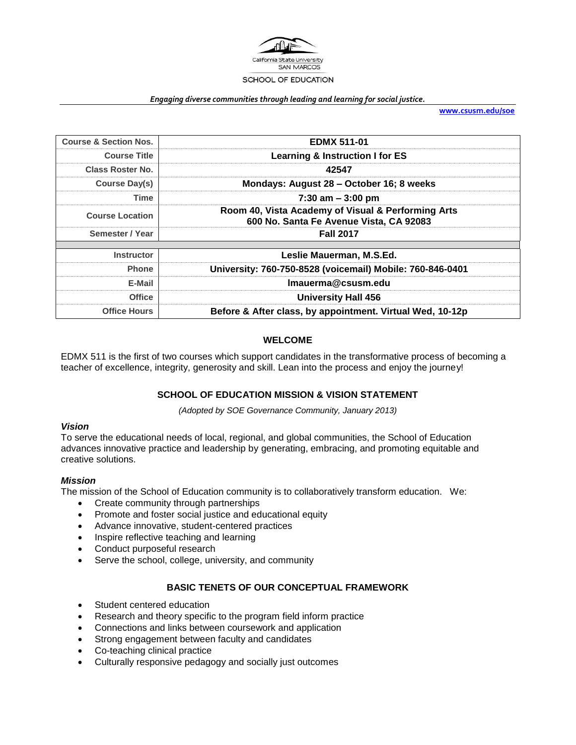California State University
SAN MARCOS

SCHOOL OF EDUCATION

*Engaging diverse communities through leading and learning for social justice.*

**www.csusm.edu/soe**

| Course & Section Nos. | EDMX 511-01 |
|---|---|
| Course Title | Learning & Instruction I for ES |
| Class Roster No. | 42547 |
| Course Day(s) | Mondays: August 28 – October 16; 8 weeks |
| Time | 7:30 am – 3:00 pm |
| Course Location | Room 40, Vista Academy of Visual & Performing Arts<br>600 No. Santa Fe Avenue Vista, CA 92083 |
| Semester / Year | Fall 2017 |
| Instructor | Leslie Mauerman, M.S.Ed. |
| Phone | University: 760-750-8528 (voicemail) Mobile: 760-846-0401 |
| E-Mail | lmauerma@csusm.edu |
| Office | University Hall 456 |
| Office Hours | Before & After class, by appointment. Virtual Wed, 10-12p |

## WELCOME

EDMX 511 is the first of two courses which support candidates in the transformative process of becoming a teacher of excellence, integrity, generosity and skill. Lean into the process and enjoy the journey!

## SCHOOL OF EDUCATION MISSION & VISION STATEMENT

*(Adopted by SOE Governance Community, January 2013)*

### *Vision*

To serve the educational needs of local, regional, and global communities, the School of Education advances innovative practice and leadership by generating, embracing, and promoting equitable and creative solutions.

### *Mission*

The mission of the School of Education community is to collaboratively transform education. We:

- Create community through partnerships
- Promote and foster social justice and educational equity
- Advance innovative, student-centered practices
- Inspire reflective teaching and learning
- Conduct purposeful research
- Serve the school, college, university, and community

## BASIC TENETS OF OUR CONCEPTUAL FRAMEWORK

- Student centered education
- Research and theory specific to the program field inform practice
- Connections and links between coursework and application
- Strong engagement between faculty and candidates
- Co-teaching clinical practice
- Culturally responsive pedagogy and socially just outcomes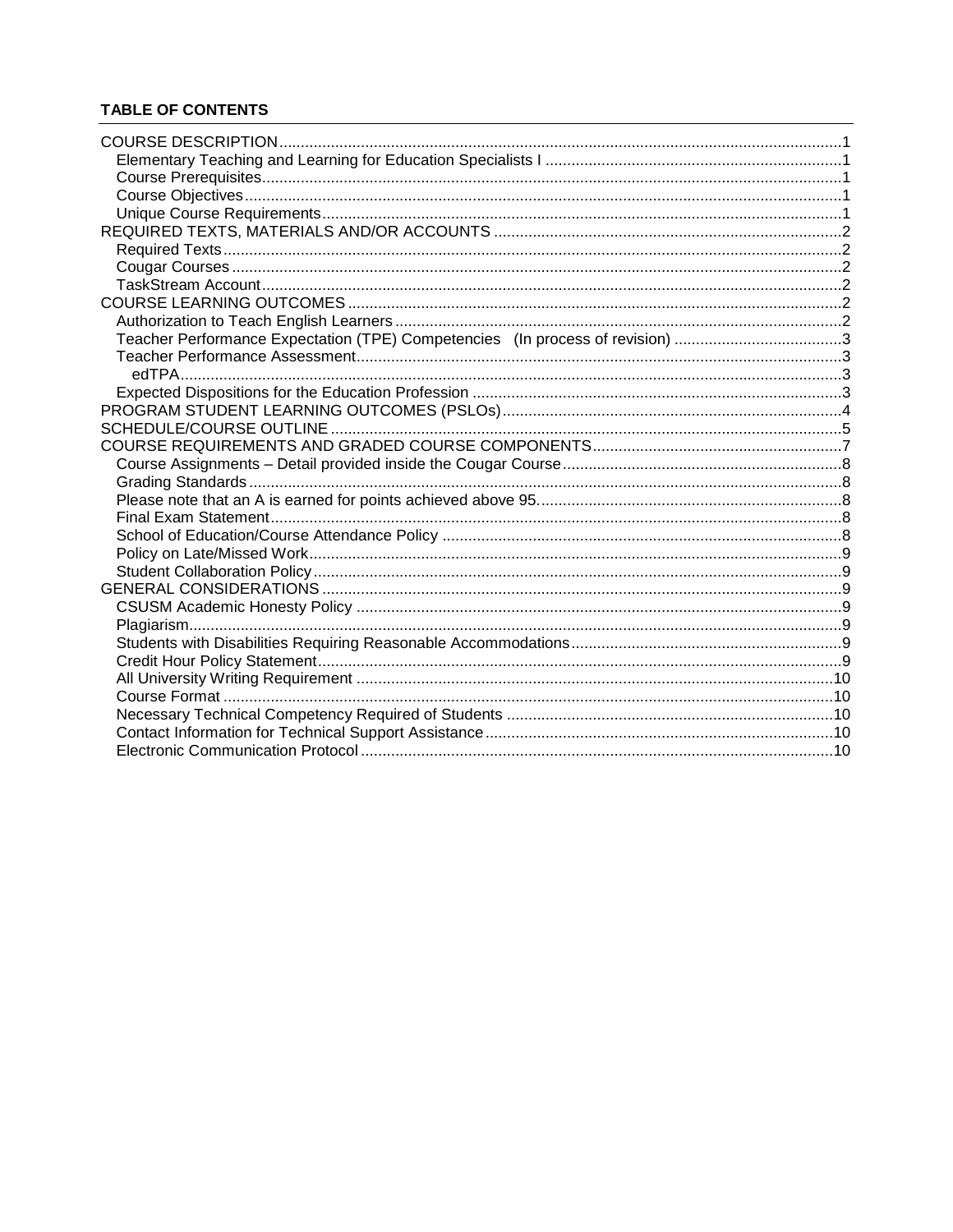**TABLE OF CONTENTS**

- COURSE DESCRIPTION .......... 1
  - Elementary Teaching and Learning for Education Specialists I .......... 1
  - Course Prerequisites .......... 1
  - Course Objectives .......... 1
  - Unique Course Requirements .......... 1
- REQUIRED TEXTS, MATERIALS AND/OR ACCOUNTS .......... 2
  - Required Texts .......... 2
  - Cougar Courses .......... 2
  - TaskStream Account .......... 2
- COURSE LEARNING OUTCOMES .......... 2
  - Authorization to Teach English Learners .......... 2
  - Teacher Performance Expectation (TPE) Competencies (In process of revision) .......... 3
  - Teacher Performance Assessment .......... 3
    - edTPA .......... 3
  - Expected Dispositions for the Education Profession .......... 3
- PROGRAM STUDENT LEARNING OUTCOMES (PSLOs) .......... 4
- SCHEDULE/COURSE OUTLINE .......... 5
- COURSE REQUIREMENTS AND GRADED COURSE COMPONENTS .......... 7
  - Course Assignments – Detail provided inside the Cougar Course .......... 8
  - Grading Standards .......... 8
  - Please note that an A is earned for points achieved above 95. .......... 8
  - Final Exam Statement .......... 8
  - School of Education/Course Attendance Policy .......... 8
  - Policy on Late/Missed Work .......... 9
  - Student Collaboration Policy .......... 9
- GENERAL CONSIDERATIONS .......... 9
  - CSUSM Academic Honesty Policy .......... 9
  - Plagiarism .......... 9
  - Students with Disabilities Requiring Reasonable Accommodations .......... 9
  - Credit Hour Policy Statement .......... 9
  - All University Writing Requirement .......... 10
  - Course Format .......... 10
  - Necessary Technical Competency Required of Students .......... 10
  - Contact Information for Technical Support Assistance .......... 10
  - Electronic Communication Protocol .......... 10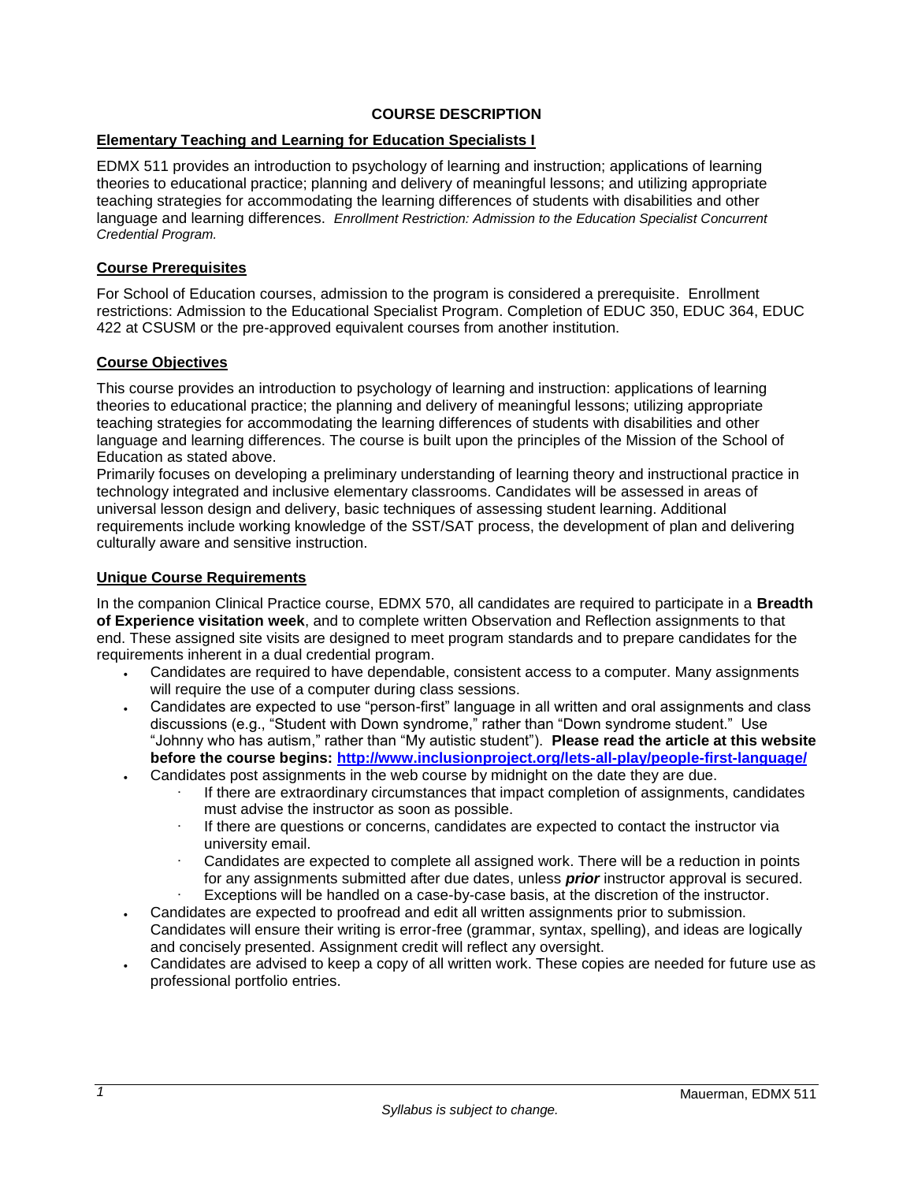## COURSE DESCRIPTION

### Elementary Teaching and Learning for Education Specialists I

EDMX 511 provides an introduction to psychology of learning and instruction; applications of learning theories to educational practice; planning and delivery of meaningful lessons; and utilizing appropriate teaching strategies for accommodating the learning differences of students with disabilities and other language and learning differences. *Enrollment Restriction: Admission to the Education Specialist Concurrent Credential Program.*

### Course Prerequisites

For School of Education courses, admission to the program is considered a prerequisite. Enrollment restrictions: Admission to the Educational Specialist Program. Completion of EDUC 350, EDUC 364, EDUC 422 at CSUSM or the pre-approved equivalent courses from another institution.

### Course Objectives

This course provides an introduction to psychology of learning and instruction: applications of learning theories to educational practice; the planning and delivery of meaningful lessons; utilizing appropriate teaching strategies for accommodating the learning differences of students with disabilities and other language and learning differences. The course is built upon the principles of the Mission of the School of Education as stated above.

Primarily focuses on developing a preliminary understanding of learning theory and instructional practice in technology integrated and inclusive elementary classrooms. Candidates will be assessed in areas of universal lesson design and delivery, basic techniques of assessing student learning. Additional requirements include working knowledge of the SST/SAT process, the development of plan and delivering culturally aware and sensitive instruction.

### Unique Course Requirements

In the companion Clinical Practice course, EDMX 570, all candidates are required to participate in a **Breadth of Experience visitation week**, and to complete written Observation and Reflection assignments to that end. These assigned site visits are designed to meet program standards and to prepare candidates for the requirements inherent in a dual credential program.

- Candidates are required to have dependable, consistent access to a computer. Many assignments will require the use of a computer during class sessions.
- Candidates are expected to use "person-first" language in all written and oral assignments and class discussions (e.g., "Student with Down syndrome," rather than "Down syndrome student." Use "Johnny who has autism," rather than "My autistic student"). **Please read the article at this website before the course begins: [http://www.inclusionproject.org/lets-all-play/people-first-language/](http://www.inclusionproject.org/lets-all-play/people-first-language/)**
- Candidates post assignments in the web course by midnight on the date they are due.
  - If there are extraordinary circumstances that impact completion of assignments, candidates must advise the instructor as soon as possible.
  - If there are questions or concerns, candidates are expected to contact the instructor via university email.
  - Candidates are expected to complete all assigned work. There will be a reduction in points for any assignments submitted after due dates, unless ***prior*** instructor approval is secured.
  - Exceptions will be handled on a case-by-case basis, at the discretion of the instructor.
- Candidates are expected to proofread and edit all written assignments prior to submission. Candidates will ensure their writing is error-free (grammar, syntax, spelling), and ideas are logically and concisely presented. Assignment credit will reflect any oversight.
- Candidates are advised to keep a copy of all written work. These copies are needed for future use as professional portfolio entries.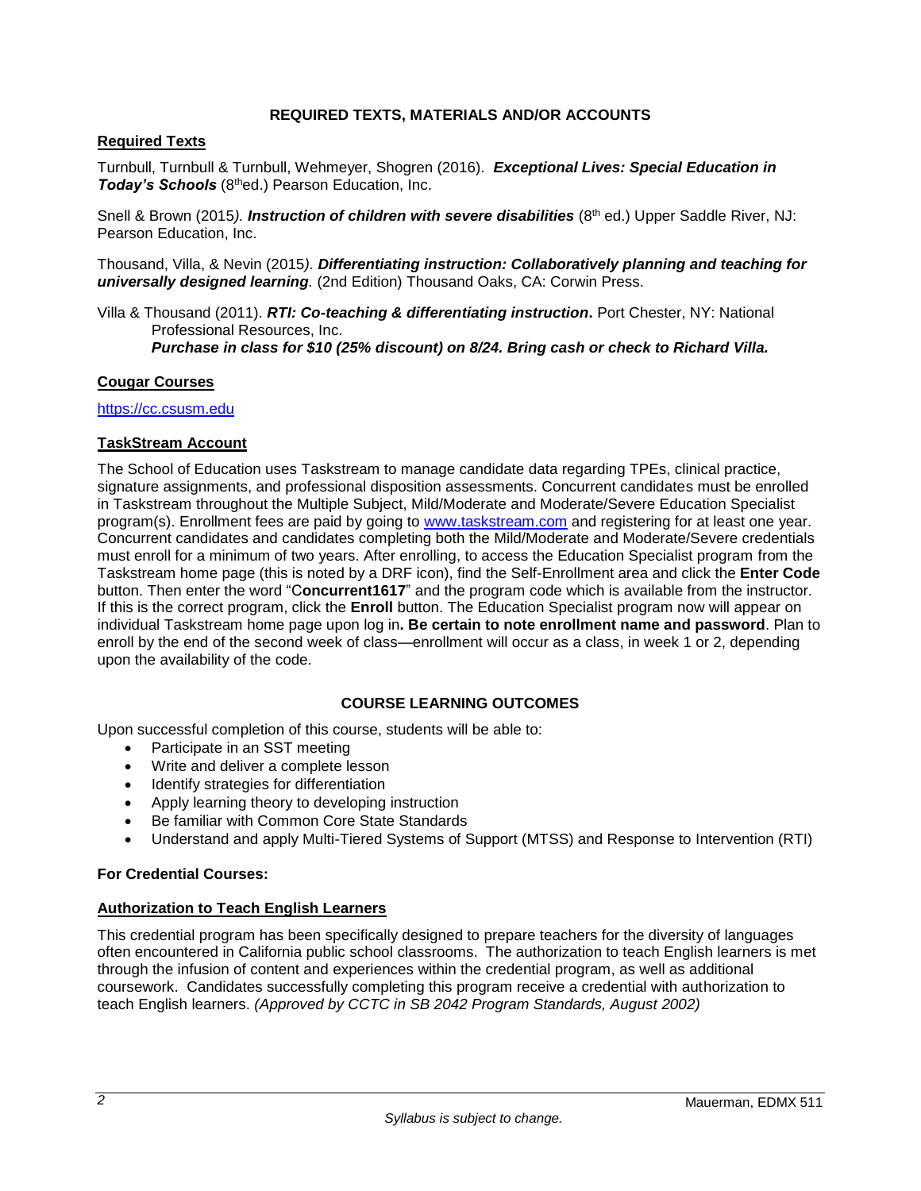## REQUIRED TEXTS, MATERIALS AND/OR ACCOUNTS

### Required Texts

Turnbull, Turnbull & Turnbull, Wehmeyer, Shogren (2016). ***Exceptional Lives: Special Education in Today's Schools*** (8thed.) Pearson Education, Inc.

Snell & Brown (2015*).* ***Instruction of children with severe disabilities*** (8th ed.) Upper Saddle River, NJ: Pearson Education, Inc.

Thousand, Villa, & Nevin (2015*).* ***Differentiating instruction: Collaboratively planning and teaching for universally designed learning****.* (2nd Edition) Thousand Oaks, CA: Corwin Press.

Villa & Thousand (2011). ***RTI: Co-teaching & differentiating instruction*****.** Port Chester, NY: National Professional Resources, Inc.
***Purchase in class for $10 (25% discount) on 8/24. Bring cash or check to Richard Villa.***

### Cougar Courses

https://cc.csusm.edu

### TaskStream Account

The School of Education uses Taskstream to manage candidate data regarding TPEs, clinical practice, signature assignments, and professional disposition assessments. Concurrent candidates must be enrolled in Taskstream throughout the Multiple Subject, Mild/Moderate and Moderate/Severe Education Specialist program(s). Enrollment fees are paid by going to www.taskstream.com and registering for at least one year. Concurrent candidates and candidates completing both the Mild/Moderate and Moderate/Severe credentials must enroll for a minimum of two years. After enrolling, to access the Education Specialist program from the Taskstream home page (this is noted by a DRF icon), find the Self-Enrollment area and click the **Enter Code** button. Then enter the word "C**oncurrent1617**" and the program code which is available from the instructor. If this is the correct program, click the **Enroll** button. The Education Specialist program now will appear on individual Taskstream home page upon log in**. Be certain to note enrollment name and password**. Plan to enroll by the end of the second week of class—enrollment will occur as a class, in week 1 or 2, depending upon the availability of the code.

## COURSE LEARNING OUTCOMES

Upon successful completion of this course, students will be able to:

- Participate in an SST meeting
- Write and deliver a complete lesson
- Identify strategies for differentiation
- Apply learning theory to developing instruction
- Be familiar with Common Core State Standards
- Understand and apply Multi-Tiered Systems of Support (MTSS) and Response to Intervention (RTI)

**For Credential Courses:**

### Authorization to Teach English Learners

This credential program has been specifically designed to prepare teachers for the diversity of languages often encountered in California public school classrooms. The authorization to teach English learners is met through the infusion of content and experiences within the credential program, as well as additional coursework. Candidates successfully completing this program receive a credential with authorization to teach English learners. *(Approved by CCTC in SB 2042 Program Standards, August 2002)*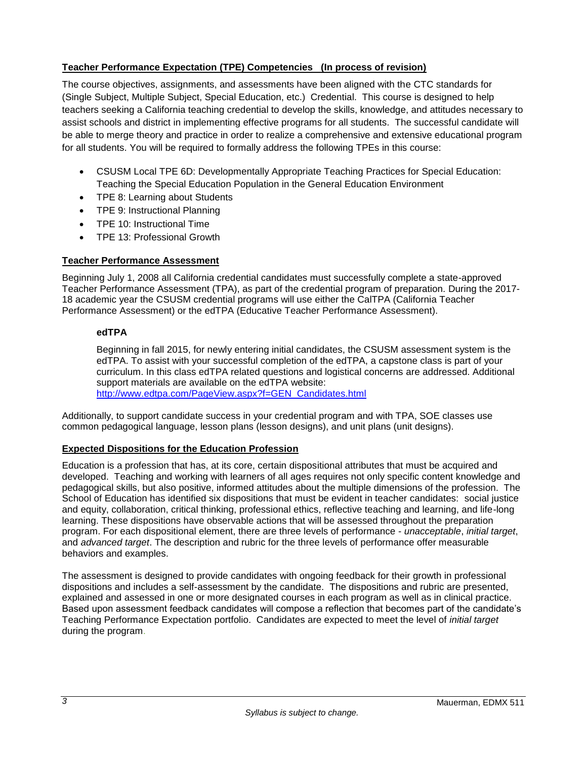## **Teacher Performance Expectation (TPE) Competencies (In process of revision)**

The course objectives, assignments, and assessments have been aligned with the CTC standards for (Single Subject, Multiple Subject, Special Education, etc.) Credential. This course is designed to help teachers seeking a California teaching credential to develop the skills, knowledge, and attitudes necessary to assist schools and district in implementing effective programs for all students. The successful candidate will be able to merge theory and practice in order to realize a comprehensive and extensive educational program for all students. You will be required to formally address the following TPEs in this course:

- CSUSM Local TPE 6D: Developmentally Appropriate Teaching Practices for Special Education: Teaching the Special Education Population in the General Education Environment
- TPE 8: Learning about Students
- TPE 9: Instructional Planning
- TPE 10: Instructional Time
- TPE 13: Professional Growth

## **Teacher Performance Assessment**

Beginning July 1, 2008 all California credential candidates must successfully complete a state-approved Teacher Performance Assessment (TPA), as part of the credential program of preparation. During the 2017-18 academic year the CSUSM credential programs will use either the CalTPA (California Teacher Performance Assessment) or the edTPA (Educative Teacher Performance Assessment).

### **edTPA**

Beginning in fall 2015, for newly entering initial candidates, the CSUSM assessment system is the edTPA. To assist with your successful completion of the edTPA, a capstone class is part of your curriculum. In this class edTPA related questions and logistical concerns are addressed. Additional support materials are available on the edTPA website: [http://www.edtpa.com/PageView.aspx?f=GEN_Candidates.html](http://www.edtpa.com/PageView.aspx?f=GEN_Candidates.html)

Additionally, to support candidate success in your credential program and with TPA, SOE classes use common pedagogical language, lesson plans (lesson designs), and unit plans (unit designs).

## **Expected Dispositions for the Education Profession**

Education is a profession that has, at its core, certain dispositional attributes that must be acquired and developed. Teaching and working with learners of all ages requires not only specific content knowledge and pedagogical skills, but also positive, informed attitudes about the multiple dimensions of the profession. The School of Education has identified six dispositions that must be evident in teacher candidates: social justice and equity, collaboration, critical thinking, professional ethics, reflective teaching and learning, and life-long learning. These dispositions have observable actions that will be assessed throughout the preparation program. For each dispositional element, there are three levels of performance - *unacceptable*, *initial target*, and *advanced target*. The description and rubric for the three levels of performance offer measurable behaviors and examples.

The assessment is designed to provide candidates with ongoing feedback for their growth in professional dispositions and includes a self-assessment by the candidate. The dispositions and rubric are presented, explained and assessed in one or more designated courses in each program as well as in clinical practice. Based upon assessment feedback candidates will compose a reflection that becomes part of the candidate's Teaching Performance Expectation portfolio. Candidates are expected to meet the level of *initial target* during the program.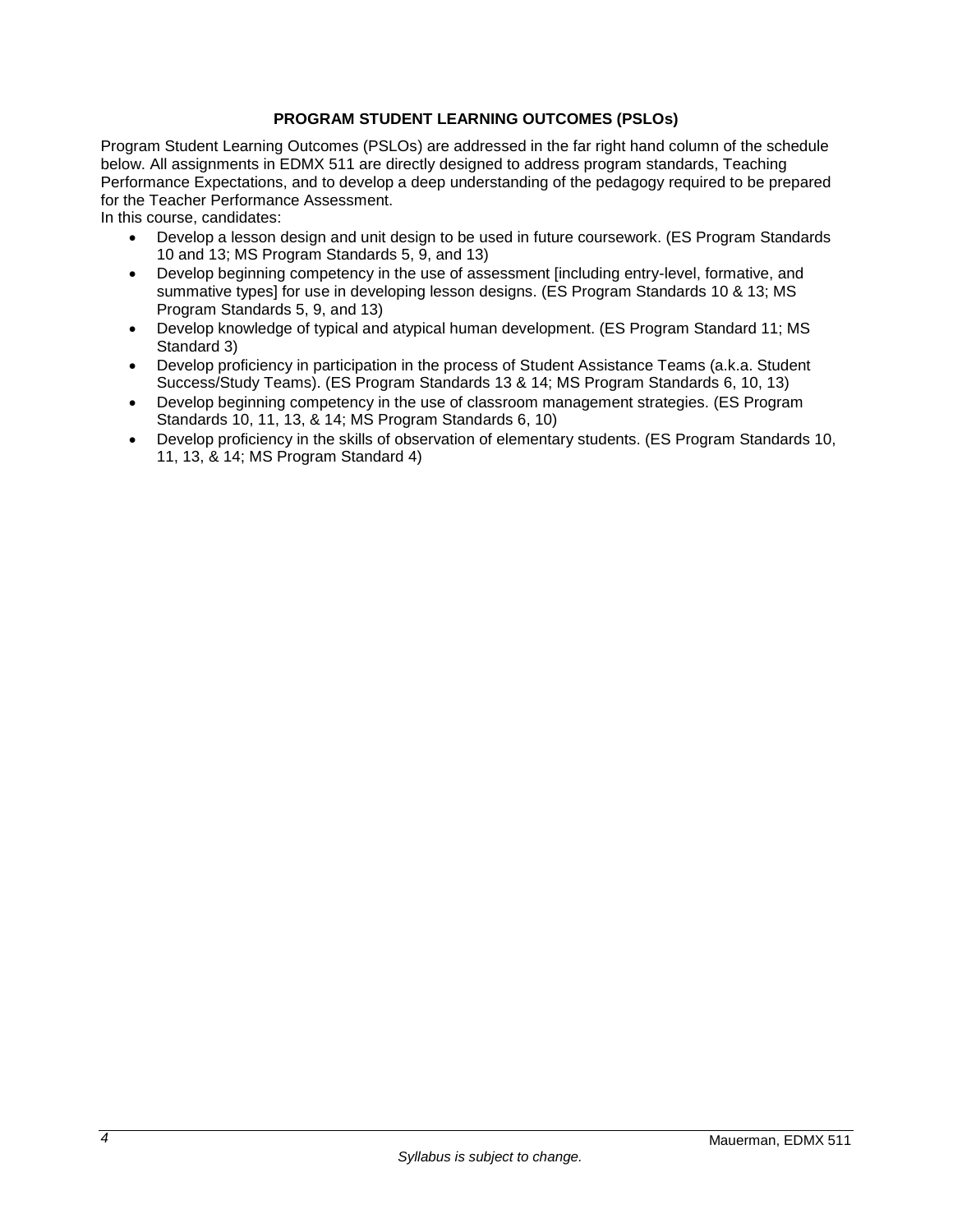## PROGRAM STUDENT LEARNING OUTCOMES (PSLOs)

Program Student Learning Outcomes (PSLOs) are addressed in the far right hand column of the schedule below. All assignments in EDMX 511 are directly designed to address program standards, Teaching Performance Expectations, and to develop a deep understanding of the pedagogy required to be prepared for the Teacher Performance Assessment.

In this course, candidates:

- Develop a lesson design and unit design to be used in future coursework. (ES Program Standards 10 and 13; MS Program Standards 5, 9, and 13)
- Develop beginning competency in the use of assessment [including entry-level, formative, and summative types] for use in developing lesson designs. (ES Program Standards 10 & 13; MS Program Standards 5, 9, and 13)
- Develop knowledge of typical and atypical human development. (ES Program Standard 11; MS Standard 3)
- Develop proficiency in participation in the process of Student Assistance Teams (a.k.a. Student Success/Study Teams). (ES Program Standards 13 & 14; MS Program Standards 6, 10, 13)
- Develop beginning competency in the use of classroom management strategies. (ES Program Standards 10, 11, 13, & 14; MS Program Standards 6, 10)
- Develop proficiency in the skills of observation of elementary students. (ES Program Standards 10, 11, 13, & 14; MS Program Standard 4)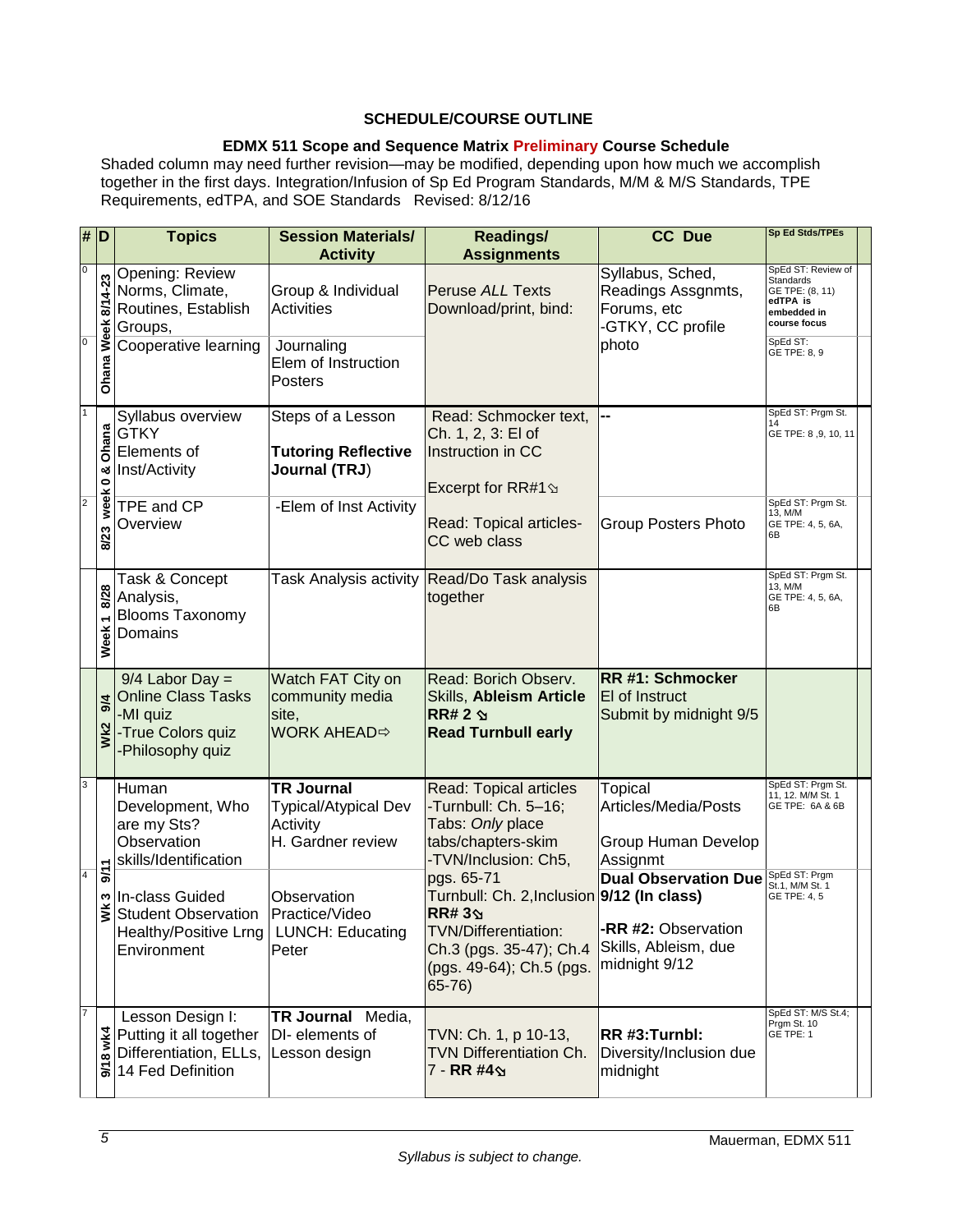## SCHEDULE/COURSE OUTLINE

### EDMX 511 Scope and Sequence Matrix Preliminary Course Schedule

Shaded column may need further revision—may be modified, depending upon how much we accomplish together in the first days. Integration/Infusion of Sp Ed Program Standards, M/M & M/S Standards, TPE Requirements, edTPA, and SOE Standards Revised: 8/12/16

| # | D | Topics | Session Materials/ Activity | Readings/ Assignments | CC Due | Sp Ed Stds/TPEs |
|---|---|---|---|---|---|---|
| 0 | Ohana Week 8/14-23 | Opening: Review Norms, Climate, Routines, Establish Groups, | Group & Individual Activities | Peruse *ALL* Texts Download/print, bind: | Syllabus, Sched, Readings Assgnmts, Forums, etc -GTKY, CC profile photo | SpEd ST: Review of Standards GE TPE: (8, 11) **edTPA is embedded in course focus** |
| 0 | | Cooperative learning | Journaling Elem of Instruction Posters | | | SpEd ST: GE TPE: 8, 9 |
| 1 | 8/23 week 0 & Ohana | Syllabus overview GTKY Elements of Inst/Activity | Steps of a Lesson **Tutoring Reflective Journal (TRJ)** | Read: Schmocker text, Ch. 1, 2, 3: El of Instruction in CC Excerpt for RR#1 | -- | SpEd ST: Prgm St. 14 GE TPE: 8 ,9, 10, 11 |
| 2 | | TPE and CP Overview | -Elem of Inst Activity | Read: Topical articles- CC web class | Group Posters Photo | SpEd ST: Prgm St. 13, M/M GE TPE: 4, 5, 6A, 6B |
| | Week 1 8/28 | Task & Concept Analysis, Blooms Taxonomy Domains | Task Analysis activity | Read/Do Task analysis together | | SpEd ST: Prgm St. 13, M/M GE TPE: 4, 5, 6A, 6B |
| | Wk2 9/4 | 9/4 Labor Day = Online Class Tasks -MI quiz -True Colors quiz -Philosophy quiz | Watch FAT City on community media site, WORK AHEAD⇨ | Read: Borich Observ. Skills, **Ableism Article RR# 2** **Read Turnbull early** | **RR #1: Schmocker** El of Instruct Submit by midnight 9/5 | |
| 3 | Wk 3 9/11 | Human Development, Who are my Sts? Observation skills/Identification | **TR Journal** Typical/Atypical Dev Activity H. Gardner review | Read: Topical articles -Turnbull: Ch. 5–16; Tabs: *Only* place tabs/chapters-skim -TVN/Inclusion: Ch5, pgs. 65-71 | Topical Articles/Media/Posts Group Human Develop Assignmt | SpEd ST: Prgm St. 11, 12. M/M St. 1 GE TPE: 6A & 6B |
| 4 | | In-class Guided Student Observation Healthy/Positive Lrng Environment | Observation Practice/Video LUNCH: Educating Peter | Turnbull: Ch. 2,Inclusion **RR# 3** TVN/Differentiation: Ch.3 (pgs. 35-47); Ch.4 (pgs. 49-64); Ch.5 (pgs. 65-76) | **Dual Observation Due 9/12 (In class)** **-RR #2:** Observation Skills, Ableism, due midnight 9/12 | SpEd ST: Prgm St.1, M/M St. 1 GE TPE: 4, 5 |
| 7 | 9/18 wk4 | Lesson Design I: Putting it all together Differentiation, ELLs, 14 Fed Definition | **TR Journal** Media, DI- elements of Lesson design | TVN: Ch. 1, p 10-13, TVN Differentiation Ch. 7 - **RR #4** | **RR #3:Turnbl:** Diversity/Inclusion due midnight | SpEd ST: M/S St.4; Prgm St. 10 GE TPE: 1 |

*Syllabus is subject to change.*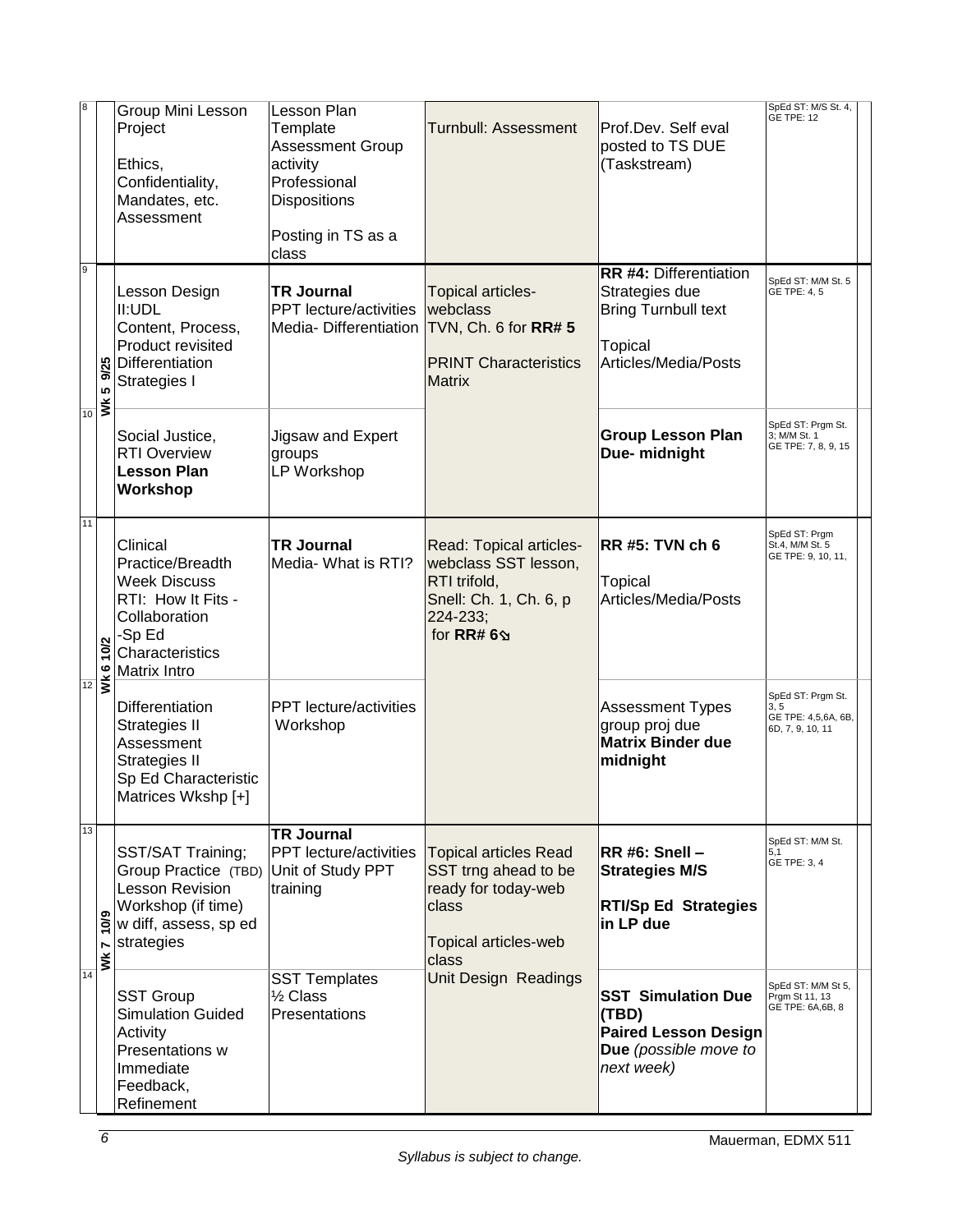| # | Wk | Topic | Activities | Readings | Assignments Due | Standards |
|---|---|---|---|---|---|---|
| 8 | | Group Mini Lesson Project<br><br>Ethics, Confidentiality, Mandates, etc. Assessment | Lesson Plan Template Assessment Group activity Professional Dispositions<br><br>Posting in TS as a class | Turnbull: Assessment | Prof.Dev. Self eval posted to TS DUE (Taskstream) | SpEd ST: M/S St. 4, GE TPE: 12 |
| 9 | Wk 5 9/25 | Lesson Design II:UDL Content, Process, Product revisited Differentiation Strategies I | **TR Journal** PPT lecture/activities Media- Differentiation | Topical articles- webclass TVN, Ch. 6 for **RR# 5**<br><br>**PRINT Characteristics Matrix** | **RR #4:** Differentiation Strategies due Bring Turnbull text<br><br>Topical Articles/Media/Posts | SpEd ST: M/M St. 5 GE TPE: 4, 5 |
| 10 | | Social Justice, RTI Overview **Lesson Plan Workshop** | Jigsaw and Expert groups LP Workshop | | **Group Lesson Plan Due- midnight** | SpEd ST: Prgm St. 3; M/M St. 1 GE TPE: 7, 8, 9, 15 |
| 11 | Wk 6 10/2 | Clinical Practice/Breadth Week Discuss RTI: How It Fits - Collaboration -Sp Ed Characteristics Matrix Intro | **TR Journal** Media- What is RTI? | Read: Topical articles- webclass SST lesson, RTI trifold, Snell: Ch. 1, Ch. 6, p 224-233; for **RR# 6**↘ | **RR #5: TVN ch 6**<br><br>Topical Articles/Media/Posts | SpEd ST: Prgm St.4, M/M St. 5 GE TPE: 9, 10, 11, |
| 12 | | Differentiation Strategies II Assessment Strategies II Sp Ed Characteristic Matrices Wkshp [+] | PPT lecture/activities Workshop | | Assessment Types group proj due **Matrix Binder due midnight** | SpEd ST: Prgm St. 3, 5 GE TPE: 4,5,6A, 6B, 6D, 7, 9, 10, 11 |
| 13 | Wk 7 10/9 | SST/SAT Training; Group Practice (TBD) Lesson Revision Workshop (if time) w diff, assess, sp ed strategies | **TR Journal** PPT lecture/activities Unit of Study PPT training | Topical articles Read SST trng ahead to be ready for today-web class<br><br>Topical articles-web class<br>Unit Design Readings | **RR #6: Snell – Strategies M/S**<br><br>**RTI/Sp Ed Strategies in LP due** | SpEd ST: M/M St. 5,1 GE TPE: 3, 4 |
| 14 | | SST Group Simulation Guided Activity Presentations w Immediate Feedback, Refinement | SST Templates ½ Class Presentations | | **SST Simulation Due (TBD)** **Paired Lesson Design Due** *(possible move to next week)* | SpEd ST: M/M St 5, Prgm St 11, 13 GE TPE: 6A,6B, 8 |

*Syllabus is subject to change.*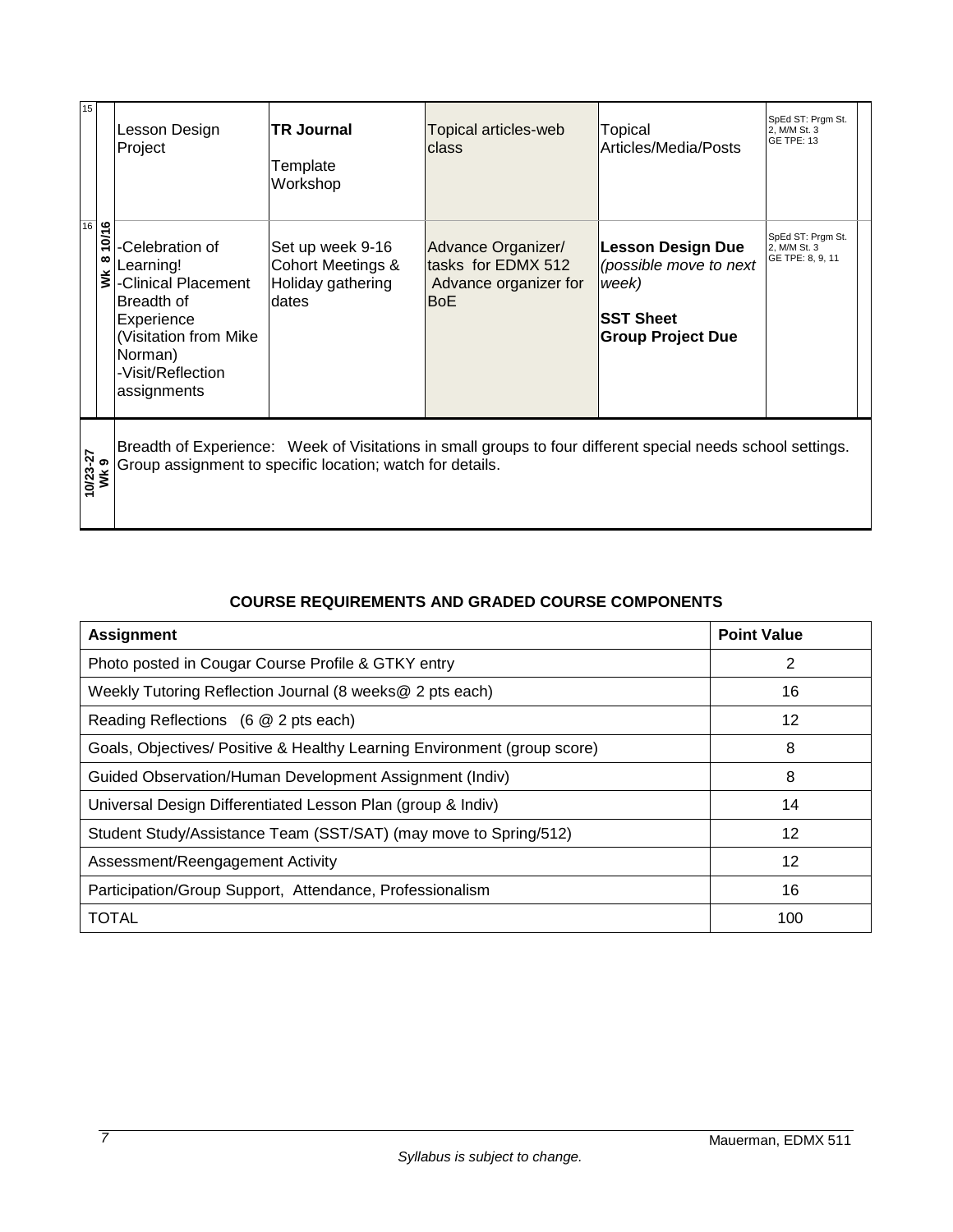| | | | | | | |
|---|---|---|---|---|---|---|
| 15 | | Lesson Design Project | **TR Journal**<br><br>Template Workshop | Topical articles-web class | Topical Articles/Media/Posts | SpEd ST: Prgm St. 2, M/M St. 3 GE TPE: 13 |
| 16 | **Wk 8 10/16** | -Celebration of Learning!<br>-Clinical Placement Breadth of Experience (Visitation from Mike Norman)<br>-Visit/Reflection assignments | Set up week 9-16 Cohort Meetings & Holiday gathering dates | Advance Organizer/ tasks for EDMX 512 Advance organizer for BoE | **Lesson Design Due** *(possible move to next week)*<br><br>**SST Sheet**<br>**Group Project Due** | SpEd ST: Prgm St. 2, M/M St. 3 GE TPE: 8, 9, 11 |
| **10/23-27 Wk 9** | | Breadth of Experience: Week of Visitations in small groups to four different special needs school settings. Group assignment to specific location; watch for details. | | | | |

**COURSE REQUIREMENTS AND GRADED COURSE COMPONENTS**

| **Assignment** | **Point Value** |
|---|---|
| Photo posted in Cougar Course Profile & GTKY entry | 2 |
| Weekly Tutoring Reflection Journal (8 weeks@ 2 pts each) | 16 |
| Reading Reflections (6 @ 2 pts each) | 12 |
| Goals, Objectives/ Positive & Healthy Learning Environment (group score) | 8 |
| Guided Observation/Human Development Assignment (Indiv) | 8 |
| Universal Design Differentiated Lesson Plan (group & Indiv) | 14 |
| Student Study/Assistance Team (SST/SAT) (may move to Spring/512) | 12 |
| Assessment/Reengagement Activity | 12 |
| Participation/Group Support, Attendance, Professionalism | 16 |
| TOTAL | 100 |

*Syllabus is subject to change.*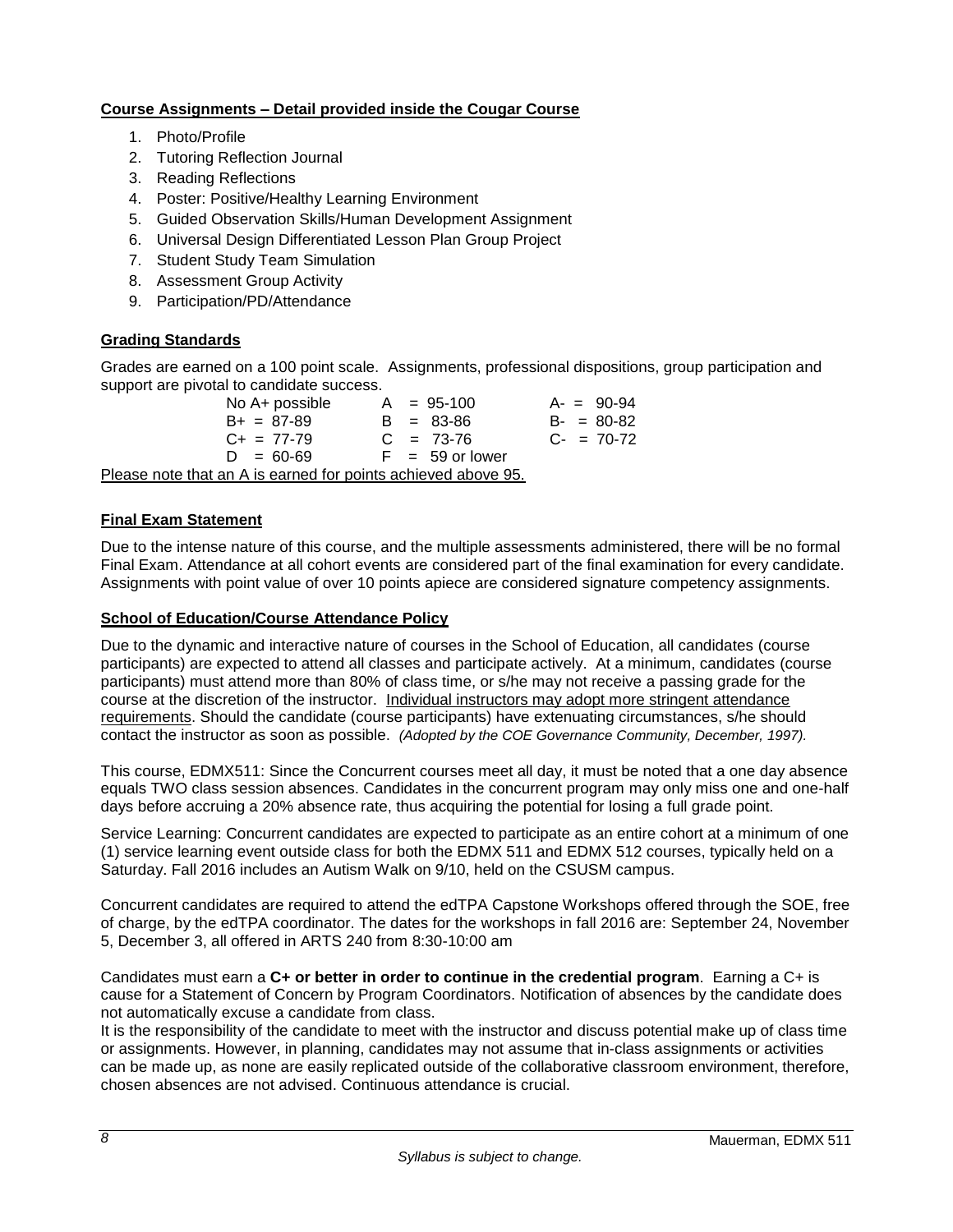**Course Assignments – Detail provided inside the Cougar Course**

1. Photo/Profile
2. Tutoring Reflection Journal
3. Reading Reflections
4. Poster: Positive/Healthy Learning Environment
5. Guided Observation Skills/Human Development Assignment
6. Universal Design Differentiated Lesson Plan Group Project
7. Student Study Team Simulation
8. Assessment Group Activity
9. Participation/PD/Attendance

**Grading Standards**

Grades are earned on a 100 point scale. Assignments, professional dispositions, group participation and support are pivotal to candidate success.

| | | |
|---|---|---|
| No A+ possible | A = 95-100 | A- = 90-94 |
| B+ = 87-89 | B = 83-86 | B- = 80-82 |
| C+ = 77-79 | C = 73-76 | C- = 70-72 |
| D = 60-69 | F = 59 or lower | |

Please note that an A is earned for points achieved above 95.

**Final Exam Statement**

Due to the intense nature of this course, and the multiple assessments administered, there will be no formal Final Exam. Attendance at all cohort events are considered part of the final examination for every candidate. Assignments with point value of over 10 points apiece are considered signature competency assignments.

**School of Education/Course Attendance Policy**

Due to the dynamic and interactive nature of courses in the School of Education, all candidates (course participants) are expected to attend all classes and participate actively. At a minimum, candidates (course participants) must attend more than 80% of class time, or s/he may not receive a passing grade for the course at the discretion of the instructor. Individual instructors may adopt more stringent attendance requirements. Should the candidate (course participants) have extenuating circumstances, s/he should contact the instructor as soon as possible. *(Adopted by the COE Governance Community, December, 1997).*

This course, EDMX511: Since the Concurrent courses meet all day, it must be noted that a one day absence equals TWO class session absences. Candidates in the concurrent program may only miss one and one-half days before accruing a 20% absence rate, thus acquiring the potential for losing a full grade point.

Service Learning: Concurrent candidates are expected to participate as an entire cohort at a minimum of one (1) service learning event outside class for both the EDMX 511 and EDMX 512 courses, typically held on a Saturday. Fall 2016 includes an Autism Walk on 9/10, held on the CSUSM campus.

Concurrent candidates are required to attend the edTPA Capstone Workshops offered through the SOE, free of charge, by the edTPA coordinator. The dates for the workshops in fall 2016 are: September 24, November 5, December 3, all offered in ARTS 240 from 8:30-10:00 am

Candidates must earn a **C+ or better in order to continue in the credential program**. Earning a C+ is cause for a Statement of Concern by Program Coordinators. Notification of absences by the candidate does not automatically excuse a candidate from class.

It is the responsibility of the candidate to meet with the instructor and discuss potential make up of class time or assignments. However, in planning, candidates may not assume that in-class assignments or activities can be made up, as none are easily replicated outside of the collaborative classroom environment, therefore, chosen absences are not advised. Continuous attendance is crucial.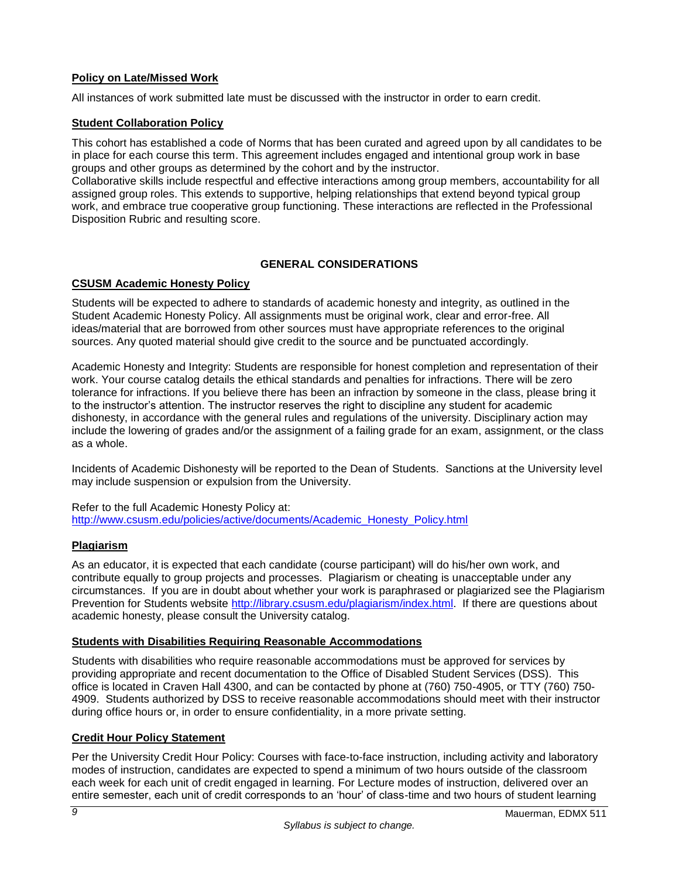## Policy on Late/Missed Work

All instances of work submitted late must be discussed with the instructor in order to earn credit.

## Student Collaboration Policy

This cohort has established a code of Norms that has been curated and agreed upon by all candidates to be in place for each course this term. This agreement includes engaged and intentional group work in base groups and other groups as determined by the cohort and by the instructor.
Collaborative skills include respectful and effective interactions among group members, accountability for all assigned group roles. This extends to supportive, helping relationships that extend beyond typical group work, and embrace true cooperative group functioning. These interactions are reflected in the Professional Disposition Rubric and resulting score.

# GENERAL CONSIDERATIONS

## CSUSM Academic Honesty Policy

Students will be expected to adhere to standards of academic honesty and integrity, as outlined in the Student Academic Honesty Policy. All assignments must be original work, clear and error-free. All ideas/material that are borrowed from other sources must have appropriate references to the original sources. Any quoted material should give credit to the source and be punctuated accordingly.

Academic Honesty and Integrity: Students are responsible for honest completion and representation of their work. Your course catalog details the ethical standards and penalties for infractions. There will be zero tolerance for infractions. If you believe there has been an infraction by someone in the class, please bring it to the instructor's attention. The instructor reserves the right to discipline any student for academic dishonesty, in accordance with the general rules and regulations of the university. Disciplinary action may include the lowering of grades and/or the assignment of a failing grade for an exam, assignment, or the class as a whole.

Incidents of Academic Dishonesty will be reported to the Dean of Students. Sanctions at the University level may include suspension or expulsion from the University.

Refer to the full Academic Honesty Policy at:
[http://www.csusm.edu/policies/active/documents/Academic_Honesty_Policy.html](http://www.csusm.edu/policies/active/documents/Academic_Honesty_Policy.html)

## Plagiarism

As an educator, it is expected that each candidate (course participant) will do his/her own work, and contribute equally to group projects and processes. Plagiarism or cheating is unacceptable under any circumstances. If you are in doubt about whether your work is paraphrased or plagiarized see the Plagiarism Prevention for Students website [http://library.csusm.edu/plagiarism/index.html](http://library.csusm.edu/plagiarism/index.html). If there are questions about academic honesty, please consult the University catalog.

## Students with Disabilities Requiring Reasonable Accommodations

Students with disabilities who require reasonable accommodations must be approved for services by providing appropriate and recent documentation to the Office of Disabled Student Services (DSS). This office is located in Craven Hall 4300, and can be contacted by phone at (760) 750-4905, or TTY (760) 750-4909. Students authorized by DSS to receive reasonable accommodations should meet with their instructor during office hours or, in order to ensure confidentiality, in a more private setting.

## Credit Hour Policy Statement

Per the University Credit Hour Policy: Courses with face-to-face instruction, including activity and laboratory modes of instruction, candidates are expected to spend a minimum of two hours outside of the classroom each week for each unit of credit engaged in learning. For Lecture modes of instruction, delivered over an entire semester, each unit of credit corresponds to an 'hour' of class-time and two hours of student learning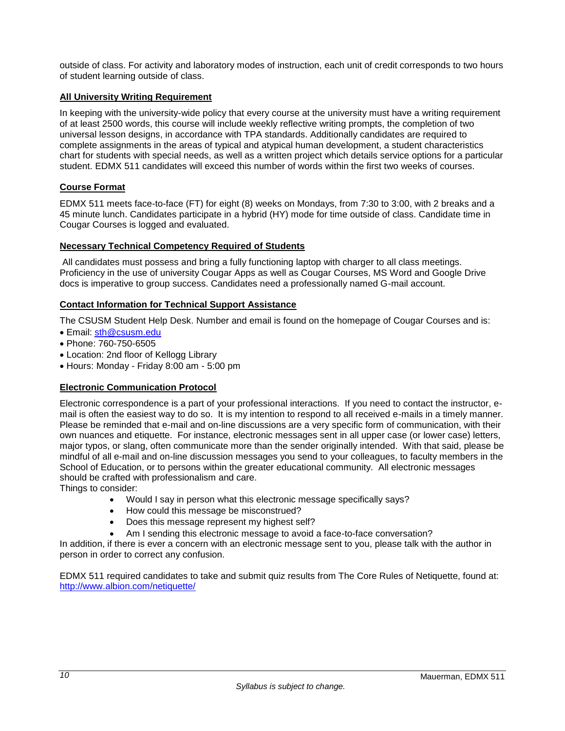outside of class. For activity and laboratory modes of instruction, each unit of credit corresponds to two hours of student learning outside of class.

### All University Writing Requirement

In keeping with the university-wide policy that every course at the university must have a writing requirement of at least 2500 words, this course will include weekly reflective writing prompts, the completion of two universal lesson designs, in accordance with TPA standards. Additionally candidates are required to complete assignments in the areas of typical and atypical human development, a student characteristics chart for students with special needs, as well as a written project which details service options for a particular student. EDMX 511 candidates will exceed this number of words within the first two weeks of courses.

### Course Format

EDMX 511 meets face-to-face (FT) for eight (8) weeks on Mondays, from 7:30 to 3:00, with 2 breaks and a 45 minute lunch. Candidates participate in a hybrid (HY) mode for time outside of class. Candidate time in Cougar Courses is logged and evaluated.

### Necessary Technical Competency Required of Students

All candidates must possess and bring a fully functioning laptop with charger to all class meetings. Proficiency in the use of university Cougar Apps as well as Cougar Courses, MS Word and Google Drive docs is imperative to group success. Candidates need a professionally named G-mail account.

### Contact Information for Technical Support Assistance

The CSUSM Student Help Desk. Number and email is found on the homepage of Cougar Courses and is:

- Email: sth@csusm.edu
- Phone: 760-750-6505
- Location: 2nd floor of Kellogg Library
- Hours: Monday - Friday 8:00 am - 5:00 pm

### Electronic Communication Protocol

Electronic correspondence is a part of your professional interactions. If you need to contact the instructor, e-mail is often the easiest way to do so. It is my intention to respond to all received e-mails in a timely manner. Please be reminded that e-mail and on-line discussions are a very specific form of communication, with their own nuances and etiquette. For instance, electronic messages sent in all upper case (or lower case) letters, major typos, or slang, often communicate more than the sender originally intended. With that said, please be mindful of all e-mail and on-line discussion messages you send to your colleagues, to faculty members in the School of Education, or to persons within the greater educational community. All electronic messages should be crafted with professionalism and care.

Things to consider:

- Would I say in person what this electronic message specifically says?
- How could this message be misconstrued?
- Does this message represent my highest self?
- Am I sending this electronic message to avoid a face-to-face conversation?

In addition, if there is ever a concern with an electronic message sent to you, please talk with the author in person in order to correct any confusion.

EDMX 511 required candidates to take and submit quiz results from The Core Rules of Netiquette, found at: http://www.albion.com/netiquette/